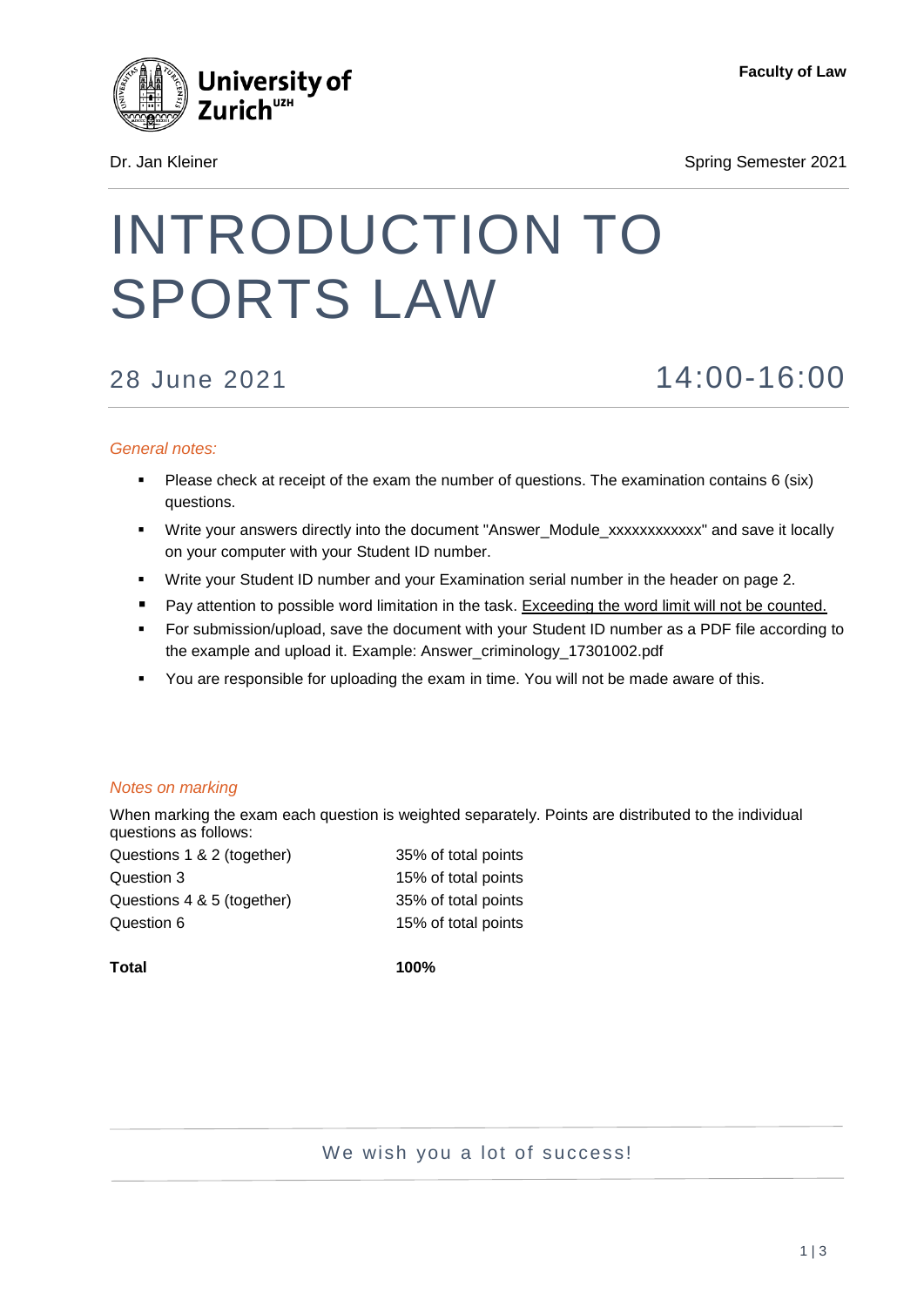University of Zurich[UZH]

**Faculty of Law**

Dr. Jan Kleiner

Spring Semester 2021

# INTRODUCTION TO SPORTS LAW

## 28 June 2021 14:00-16:00

*General notes:*

- Please check at receipt of the exam the number of questions. The examination contains 6 (six) questions.
- Write your answers directly into the document "Answer_Module_xxxxxxxxxxxx" and save it locally on your computer with your Student ID number.
- Write your Student ID number and your Examination serial number in the header on page 2.
- Pay attention to possible word limitation in the task. <u>Exceeding the word limit will not be counted.</u>
- For submission/upload, save the document with your Student ID number as a PDF file according to the example and upload it. Example: Answer_criminology_17301002.pdf
- You are responsible for uploading the exam in time. You will not be made aware of this.

*Notes on marking*

When marking the exam each question is weighted separately. Points are distributed to the individual questions as follows:

| | |
|---|---|
| Questions 1 & 2 (together) | 35% of total points |
| Question 3 | 15% of total points |
| Questions 4 & 5 (together) | 35% of total points |
| Question 6 | 15% of total points |
| **Total** | **100%** |

We wish you a lot of success!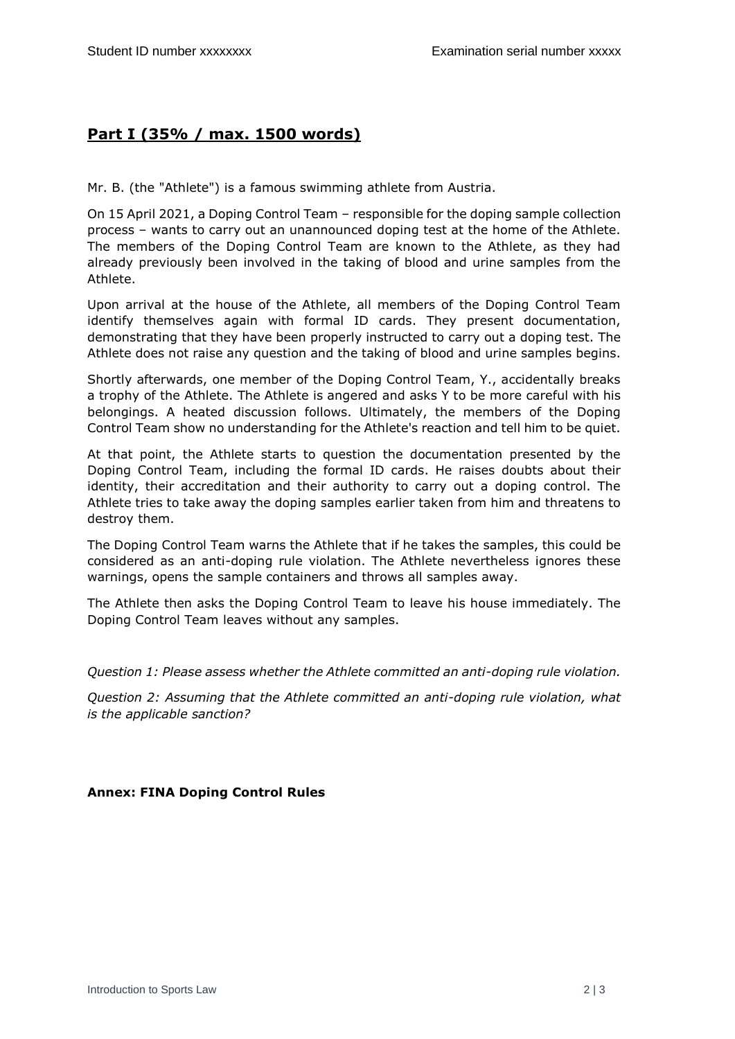## **Part I (35% / max. 1500 words)**

Mr. B. (the "Athlete") is a famous swimming athlete from Austria.

On 15 April 2021, a Doping Control Team – responsible for the doping sample collection process – wants to carry out an unannounced doping test at the home of the Athlete. The members of the Doping Control Team are known to the Athlete, as they had already previously been involved in the taking of blood and urine samples from the Athlete.

Upon arrival at the house of the Athlete, all members of the Doping Control Team identify themselves again with formal ID cards. They present documentation, demonstrating that they have been properly instructed to carry out a doping test. The Athlete does not raise any question and the taking of blood and urine samples begins.

Shortly afterwards, one member of the Doping Control Team, Y., accidentally breaks a trophy of the Athlete. The Athlete is angered and asks Y to be more careful with his belongings. A heated discussion follows. Ultimately, the members of the Doping Control Team show no understanding for the Athlete's reaction and tell him to be quiet.

At that point, the Athlete starts to question the documentation presented by the Doping Control Team, including the formal ID cards. He raises doubts about their identity, their accreditation and their authority to carry out a doping control. The Athlete tries to take away the doping samples earlier taken from him and threatens to destroy them.

The Doping Control Team warns the Athlete that if he takes the samples, this could be considered as an anti-doping rule violation. The Athlete nevertheless ignores these warnings, opens the sample containers and throws all samples away.

The Athlete then asks the Doping Control Team to leave his house immediately. The Doping Control Team leaves without any samples.

*Question 1: Please assess whether the Athlete committed an anti-doping rule violation.*

*Question 2: Assuming that the Athlete committed an anti-doping rule violation, what is the applicable sanction?*

**Annex: FINA Doping Control Rules**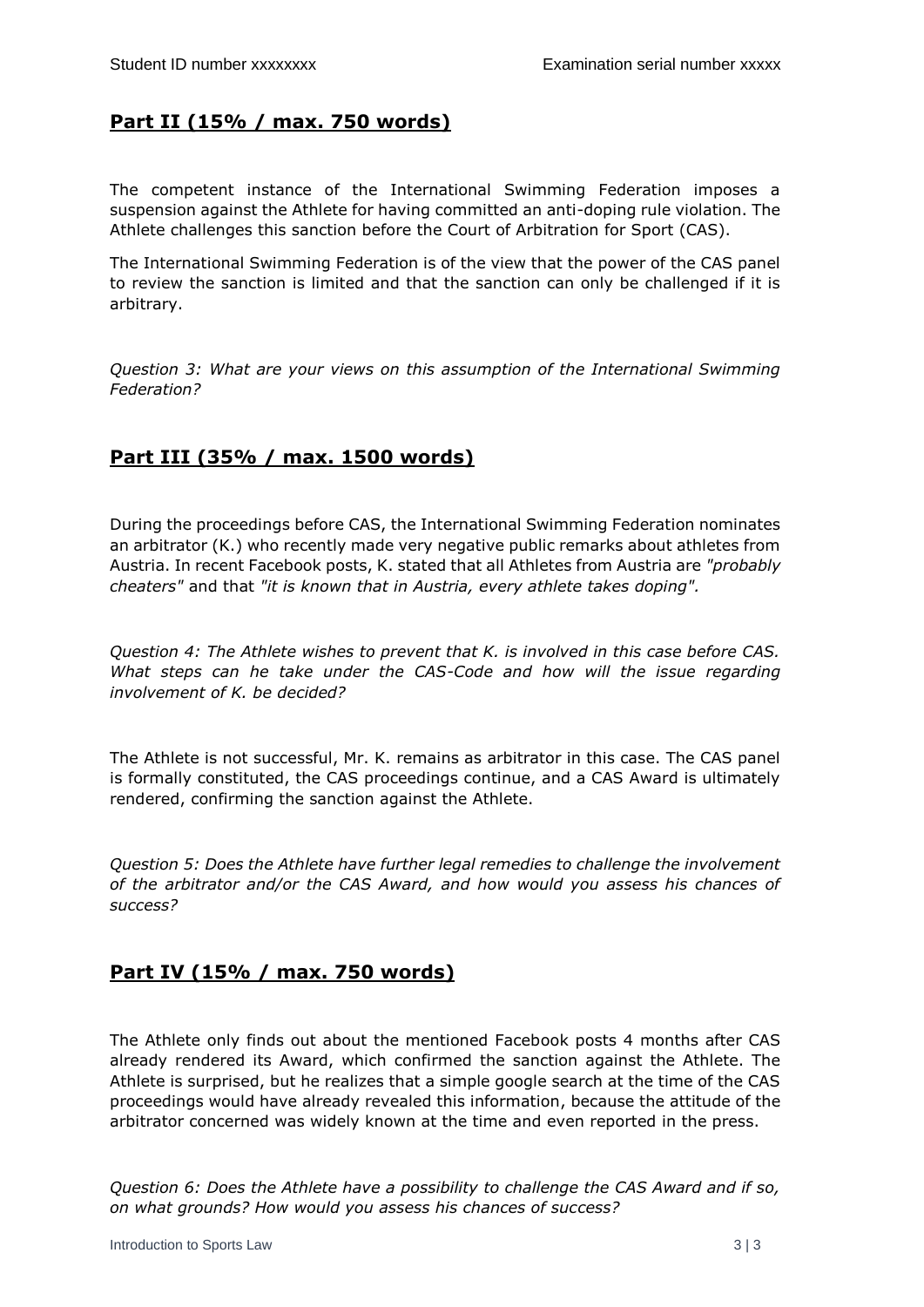## **Part II (15% / max. 750 words)**

The competent instance of the International Swimming Federation imposes a suspension against the Athlete for having committed an anti-doping rule violation. The Athlete challenges this sanction before the Court of Arbitration for Sport (CAS).

The International Swimming Federation is of the view that the power of the CAS panel to review the sanction is limited and that the sanction can only be challenged if it is arbitrary.

*Question 3: What are your views on this assumption of the International Swimming Federation?*

## **Part III (35% / max. 1500 words)**

During the proceedings before CAS, the International Swimming Federation nominates an arbitrator (K.) who recently made very negative public remarks about athletes from Austria. In recent Facebook posts, K. stated that all Athletes from Austria are *"probably cheaters"* and that *"it is known that in Austria, every athlete takes doping".*

*Question 4: The Athlete wishes to prevent that K. is involved in this case before CAS. What steps can he take under the CAS-Code and how will the issue regarding involvement of K. be decided?*

The Athlete is not successful, Mr. K. remains as arbitrator in this case. The CAS panel is formally constituted, the CAS proceedings continue, and a CAS Award is ultimately rendered, confirming the sanction against the Athlete.

*Question 5: Does the Athlete have further legal remedies to challenge the involvement of the arbitrator and/or the CAS Award, and how would you assess his chances of success?*

## **Part IV (15% / max. 750 words)**

The Athlete only finds out about the mentioned Facebook posts 4 months after CAS already rendered its Award, which confirmed the sanction against the Athlete. The Athlete is surprised, but he realizes that a simple google search at the time of the CAS proceedings would have already revealed this information, because the attitude of the arbitrator concerned was widely known at the time and even reported in the press.

*Question 6: Does the Athlete have a possibility to challenge the CAS Award and if so, on what grounds? How would you assess his chances of success?*